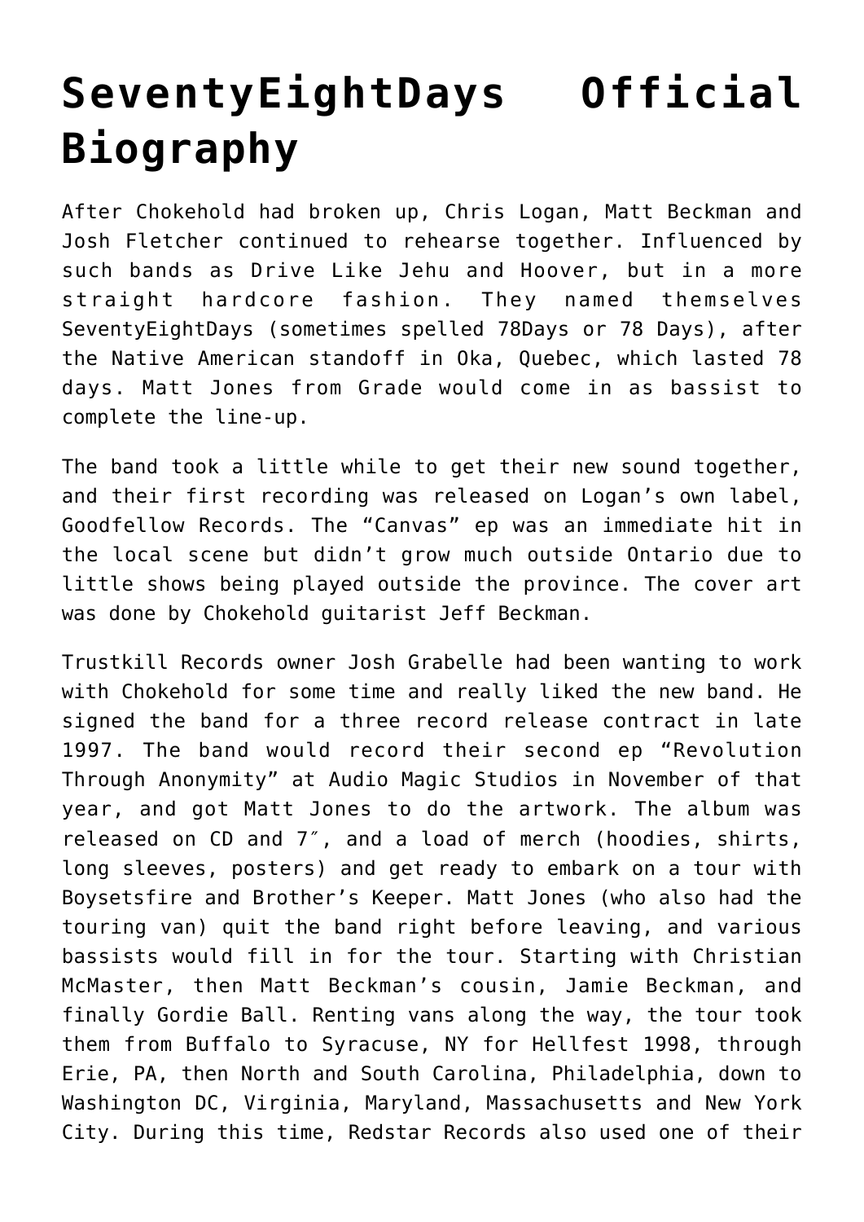# SeventyEightDays Official Biography

After Chokehold had broken up, Chris Logan, Matt Beckman and Josh Fletcher continued to rehearse together. Influenced by such bands as Drive Like Jehu and Hoover, but in a more straight hardcore fashion. They named themselves SeventyEightDays (sometimes spelled 78Days or 78 Days), after the Native American standoff in Oka, Quebec, which lasted 78 days. Matt Jones from Grade would come in as bassist to complete the line-up.

The band took a little while to get their new sound together, and their first recording was released on Logan's own label, Goodfellow Records. The "Canvas" ep was an immediate hit in the local scene but didn't grow much outside Ontario due to little shows being played outside the province. The cover art was done by Chokehold guitarist Jeff Beckman.

Trustkill Records owner Josh Grabelle had been wanting to work with Chokehold for some time and really liked the new band. He signed the band for a three record release contract in late 1997. The band would record their second ep "Revolution Through Anonymity" at Audio Magic Studios in November of that year, and got Matt Jones to do the artwork. The album was released on CD and 7″, and a load of merch (hoodies, shirts, long sleeves, posters) and get ready to embark on a tour with Boysetsfire and Brother's Keeper. Matt Jones (who also had the touring van) quit the band right before leaving, and various bassists would fill in for the tour. Starting with Christian McMaster, then Matt Beckman's cousin, Jamie Beckman, and finally Gordie Ball. Renting vans along the way, the tour took them from Buffalo to Syracuse, NY for Hellfest 1998, through Erie, PA, then North and South Carolina, Philadelphia, down to Washington DC, Virginia, Maryland, Massachusetts and New York City. During this time, Redstar Records also used one of their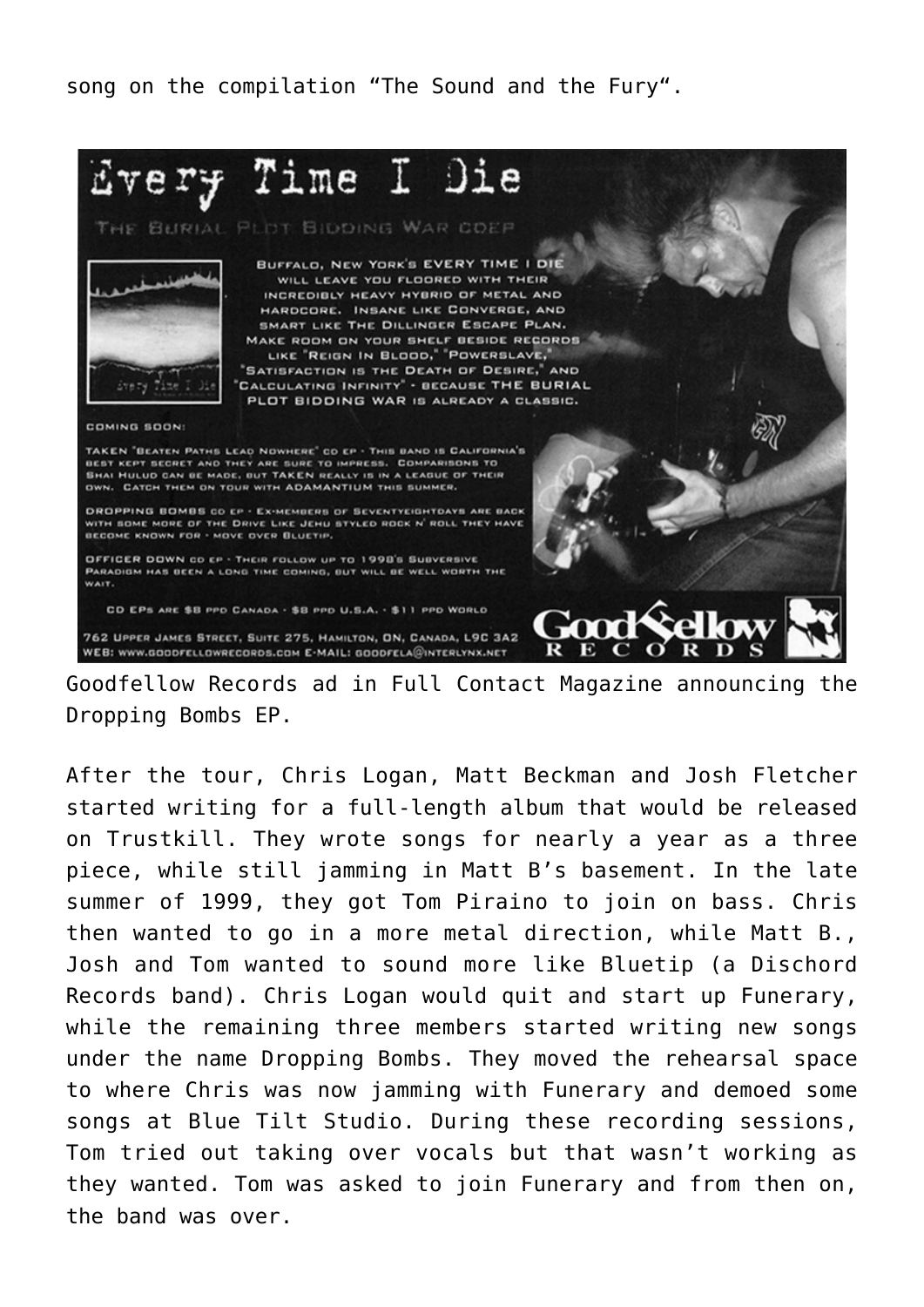song on the compilation “The Sound and the Fury“.

Goodfellow Records ad in Full Contact Magazine announcing the Dropping Bombs EP.

After the tour, Chris Logan, Matt Beckman and Josh Fletcher started writing for a full-length album that would be released on Trustkill. They wrote songs for nearly a year as a three piece, while still jamming in Matt B’s basement. In the late summer of 1999, they got Tom Piraino to join on bass. Chris then wanted to go in a more metal direction, while Matt B., Josh and Tom wanted to sound more like Bluetip (a Dischord Records band). Chris Logan would quit and start up Funerary, while the remaining three members started writing new songs under the name Dropping Bombs. They moved the rehearsal space to where Chris was now jamming with Funerary and demoed some songs at Blue Tilt Studio. During these recording sessions, Tom tried out taking over vocals but that wasn’t working as they wanted. Tom was asked to join Funerary and from then on, the band was over.